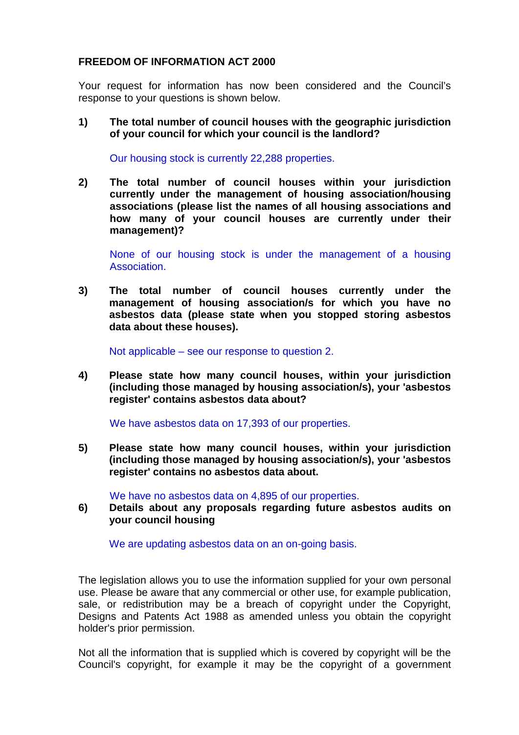**FREEDOM OF INFORMATION ACT 2000**

Your request for information has now been considered and the Council's response to your questions is shown below.

**1) The total number of council houses with the geographic jurisdiction of your council for which your council is the landlord?**

Our housing stock is currently 22,288 properties.

**2) The total number of council houses within your jurisdiction currently under the management of housing association/housing associations (please list the names of all housing associations and how many of your council houses are currently under their management)?**

None of our housing stock is under the management of a housing Association.

**3) The total number of council houses currently under the management of housing association/s for which you have no asbestos data (please state when you stopped storing asbestos data about these houses).**

Not applicable – see our response to question 2.

**4) Please state how many council houses, within your jurisdiction (including those managed by housing association/s), your 'asbestos register' contains asbestos data about?**

We have asbestos data on 17,393 of our properties.

**5) Please state how many council houses, within your jurisdiction (including those managed by housing association/s), your 'asbestos register' contains no asbestos data about.**

We have no asbestos data on 4,895 of our properties.

**6) Details about any proposals regarding future asbestos audits on your council housing**

We are updating asbestos data on an on-going basis.

The legislation allows you to use the information supplied for your own personal use. Please be aware that any commercial or other use, for example publication, sale, or redistribution may be a breach of copyright under the Copyright, Designs and Patents Act 1988 as amended unless you obtain the copyright holder's prior permission.

Not all the information that is supplied which is covered by copyright will be the Council's copyright, for example it may be the copyright of a government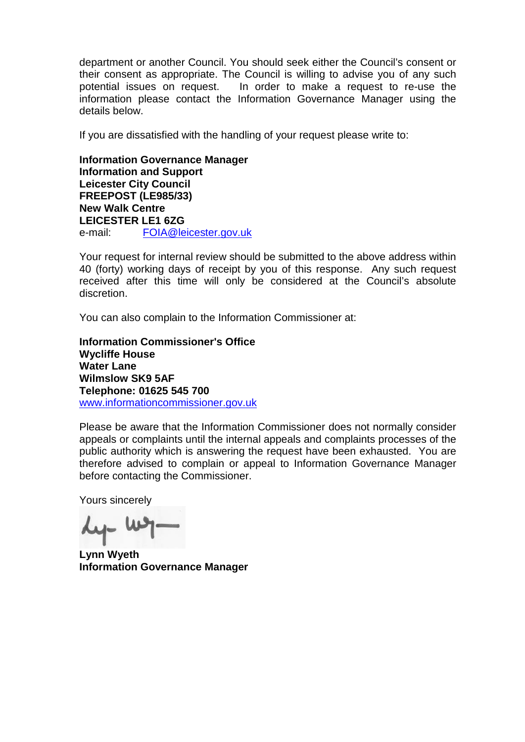department or another Council. You should seek either the Council's consent or their consent as appropriate. The Council is willing to advise you of any such potential issues on request. In order to make a request to re-use the information please contact the Information Governance Manager using the details below.

If you are dissatisfied with the handling of your request please write to:

**Information Governance Manager**
**Information and Support**
**Leicester City Council**
**FREEPOST (LE985/33)**
**New Walk Centre**
**LEICESTER LE1 6ZG**
e-mail: FOIA@leicester.gov.uk

Your request for internal review should be submitted to the above address within 40 (forty) working days of receipt by you of this response. Any such request received after this time will only be considered at the Council's absolute discretion.

You can also complain to the Information Commissioner at:

**Information Commissioner's Office**
**Wycliffe House**
**Water Lane**
**Wilmslow SK9 5AF**
**Telephone: 01625 545 700**
www.informationcommissioner.gov.uk

Please be aware that the Information Commissioner does not normally consider appeals or complaints until the internal appeals and complaints processes of the public authority which is answering the request have been exhausted. You are therefore advised to complain or appeal to Information Governance Manager before contacting the Commissioner.

Yours sincerely

**Lynn Wyeth**
**Information Governance Manager**